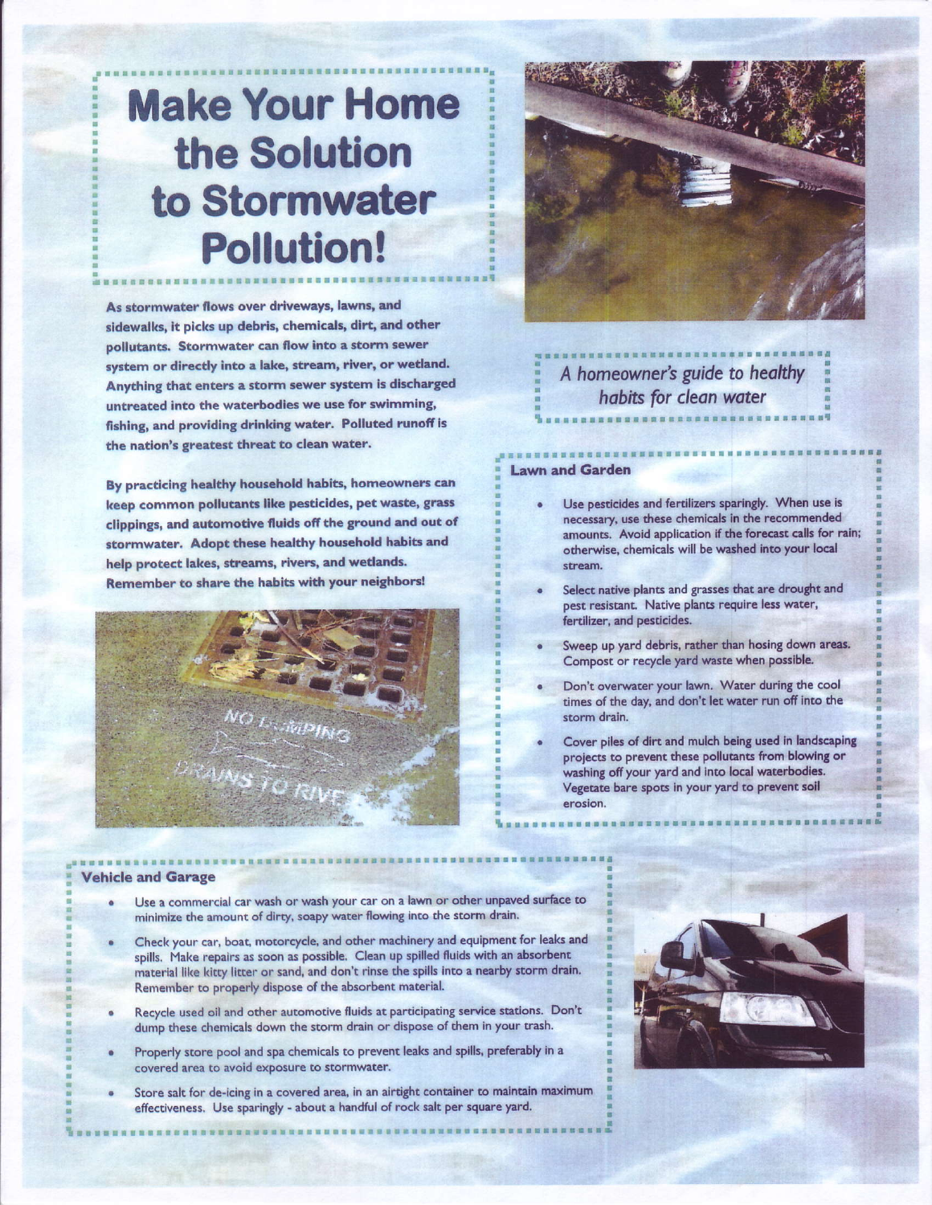# Make Your Home the Solution to Stormwater Pollution!

As stormwater flows over driveways, lawns, and sidewalks, it picks up debris, chemicals, dirt, and other pollutants. Stormwater can flow into a storm sewer system or directly into a lake, stream, river, or wetland. Anything that enters a storm sewer system is discharged untreated into the waterbodies we use for swimming, fishing, and providing drinking water. Polluted runoff is the nation's greatest threat to clean water.

By practicing healthy household habits, homeowners can keep common pollutants like pesticides, pet waste, grass clippings, and automotive fluids off the ground and out of stormwater. Adopt these healthy household habits and help protect lakes, streams, rivers, and wetlands. Remember to share the habits with your neighbors!

*A homeowner's guide to healthy habits for clean water*

## Lawn and Garden

- Use pesticides and fertilizers sparingly. When use is necessary, use these chemicals in the recommended amounts. Avoid application if the forecast calls for rain; otherwise, chemicals will be washed into your local stream.
- Select native plants and grasses that are drought and pest resistant. Native plants require less water, fertilizer, and pesticides.
- Sweep up yard debris, rather than hosing down areas. Compost or recycle yard waste when possible.
- Don't overwater your lawn. Water during the cool times of the day, and don't let water run off into the storm drain.
- Cover piles of dirt and mulch being used in landscaping projects to prevent these pollutants from blowing or washing off your yard and into local waterbodies. Vegetate bare spots in your yard to prevent soil erosion.

## Vehicle and Garage

- Use a commercial car wash or wash your car on a lawn or other unpaved surface to minimize the amount of dirty, soapy water flowing into the storm drain.
- Check your car, boat, motorcycle, and other machinery and equipment for leaks and spills. Make repairs as soon as possible. Clean up spilled fluids with an absorbent material like kitty litter or sand, and don't rinse the spills into a nearby storm drain. Remember to properly dispose of the absorbent material.
- Recycle used oil and other automotive fluids at participating service stations. Don't dump these chemicals down the storm drain or dispose of them in your trash.
- Properly store pool and spa chemicals to prevent leaks and spills, preferably in a covered area to avoid exposure to stormwater.
- Store salt for de-icing in a covered area, in an airtight container to maintain maximum effectiveness. Use sparingly - about a handful of rock salt per square yard.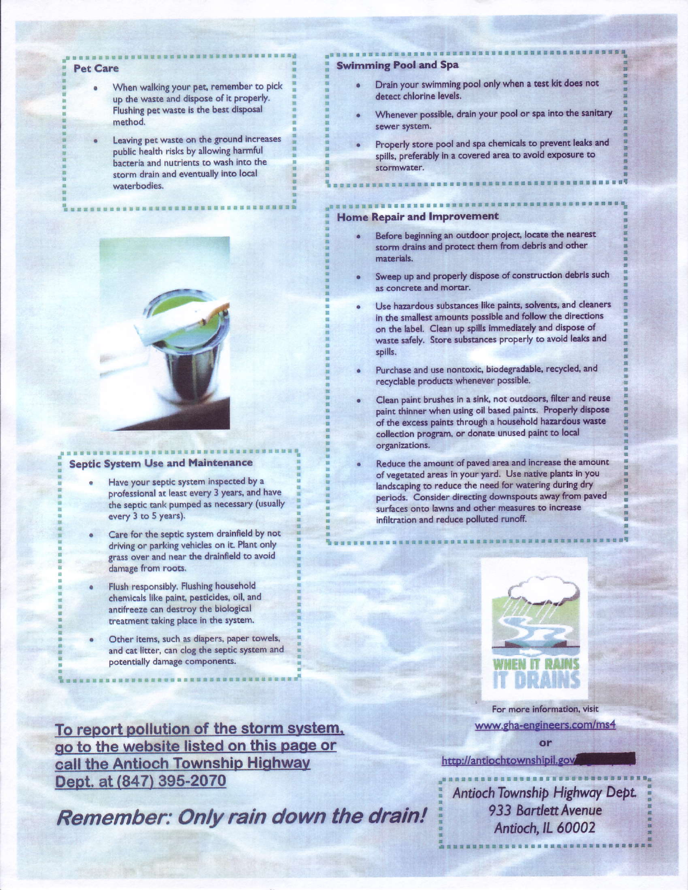### Pet Care

- When walking your pet, remember to pick up the waste and dispose of it properly. Flushing pet waste is the best disposal method.
- Leaving pet waste on the ground increases public health risks by allowing harmful bacteria and nutrients to wash into the storm drain and eventually into local waterbodies.

### Septic System Use and Maintenance

- Have your septic system inspected by a professional at least every 3 years, and have the septic tank pumped as necessary (usually every 3 to 5 years).
- Care for the septic system drainfield by not driving or parking vehicles on it. Plant only grass over and near the drainfield to avoid damage from roots.
- Flush responsibly. Flushing household chemicals like paint, pesticides, oil, and antifreeze can destroy the biological treatment taking place in the system.
- Other items, such as diapers, paper towels, and cat litter, can clog the septic system and potentially damage components.

### Swimming Pool and Spa

- Drain your swimming pool only when a test kit does not detect chlorine levels.
- Whenever possible, drain your pool or spa into the sanitary sewer system.
- Properly store pool and spa chemicals to prevent leaks and spills, preferably in a covered area to avoid exposure to stormwater.

### Home Repair and Improvement

- Before beginning an outdoor project, locate the nearest storm drains and protect them from debris and other materials.
- Sweep up and properly dispose of construction debris such as concrete and mortar.
- Use hazardous substances like paints, solvents, and cleaners in the smallest amounts possible and follow the directions on the label. Clean up spills immediately and dispose of waste safely. Store substances properly to avoid leaks and spills.
- Purchase and use nontoxic, biodegradable, recycled, and recyclable products whenever possible.
- Clean paint brushes in a sink, not outdoors, filter and reuse paint thinner when using oil based paints. Properly dispose of the excess paints through a household hazardous waste collection program, or donate unused paint to local organizations.
- Reduce the amount of paved area and increase the amount of vegetated areas in your yard. Use native plants in you landscaping to reduce the need for watering during dry periods. Consider directing downspouts away from paved surfaces onto lawns and other measures to increase infiltration and reduce polluted runoff.

WHEN IT RAINS IT DRAINS

For more information, visit

www.gha-engineers.com/ms4

or

http://antiochtownshipil.gov/

**To report pollution of the storm system, go to the website listed on this page or call the Antioch Township Highway Dept. at (847) 395-2070**

***Remember: Only rain down the drain!***

*Antioch Township Highway Dept.*
*933 Bartlett Avenue*
*Antioch, IL 60002*